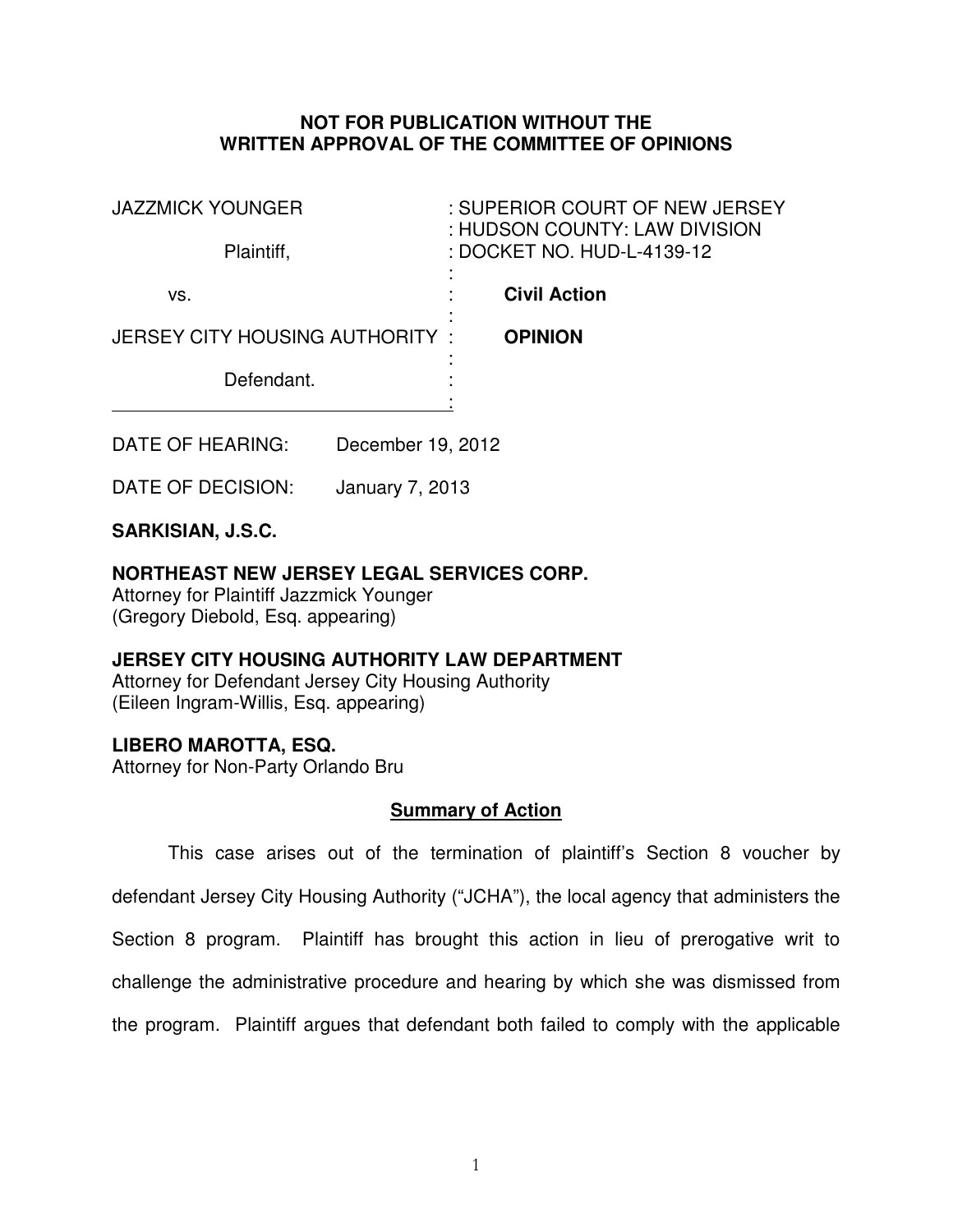**NOT FOR PUBLICATION WITHOUT THE WRITTEN APPROVAL OF THE COMMITTEE OF OPINIONS**

| | |
|---|---|
| JAZZMICK YOUNGER | : SUPERIOR COURT OF NEW JERSEY |
| | : HUDSON COUNTY: LAW DIVISION |
| Plaintiff, | : DOCKET NO. HUD-L-4139-12 |
| vs. | : **Civil Action** |
| JERSEY CITY HOUSING AUTHORITY | : **OPINION** |
| Defendant. | : |

DATE OF HEARING: December 19, 2012

DATE OF DECISION: January 7, 2013

**SARKISIAN, J.S.C.**

**NORTHEAST NEW JERSEY LEGAL SERVICES CORP.**
Attorney for Plaintiff Jazzmick Younger
(Gregory Diebold, Esq. appearing)

**JERSEY CITY HOUSING AUTHORITY LAW DEPARTMENT**
Attorney for Defendant Jersey City Housing Authority
(Eileen Ingram-Willis, Esq. appearing)

**LIBERO MAROTTA, ESQ.**
Attorney for Non-Party Orlando Bru

## Summary of Action

This case arises out of the termination of plaintiff's Section 8 voucher by defendant Jersey City Housing Authority ("JCHA"), the local agency that administers the Section 8 program. Plaintiff has brought this action in lieu of prerogative writ to challenge the administrative procedure and hearing by which she was dismissed from the program. Plaintiff argues that defendant both failed to comply with the applicable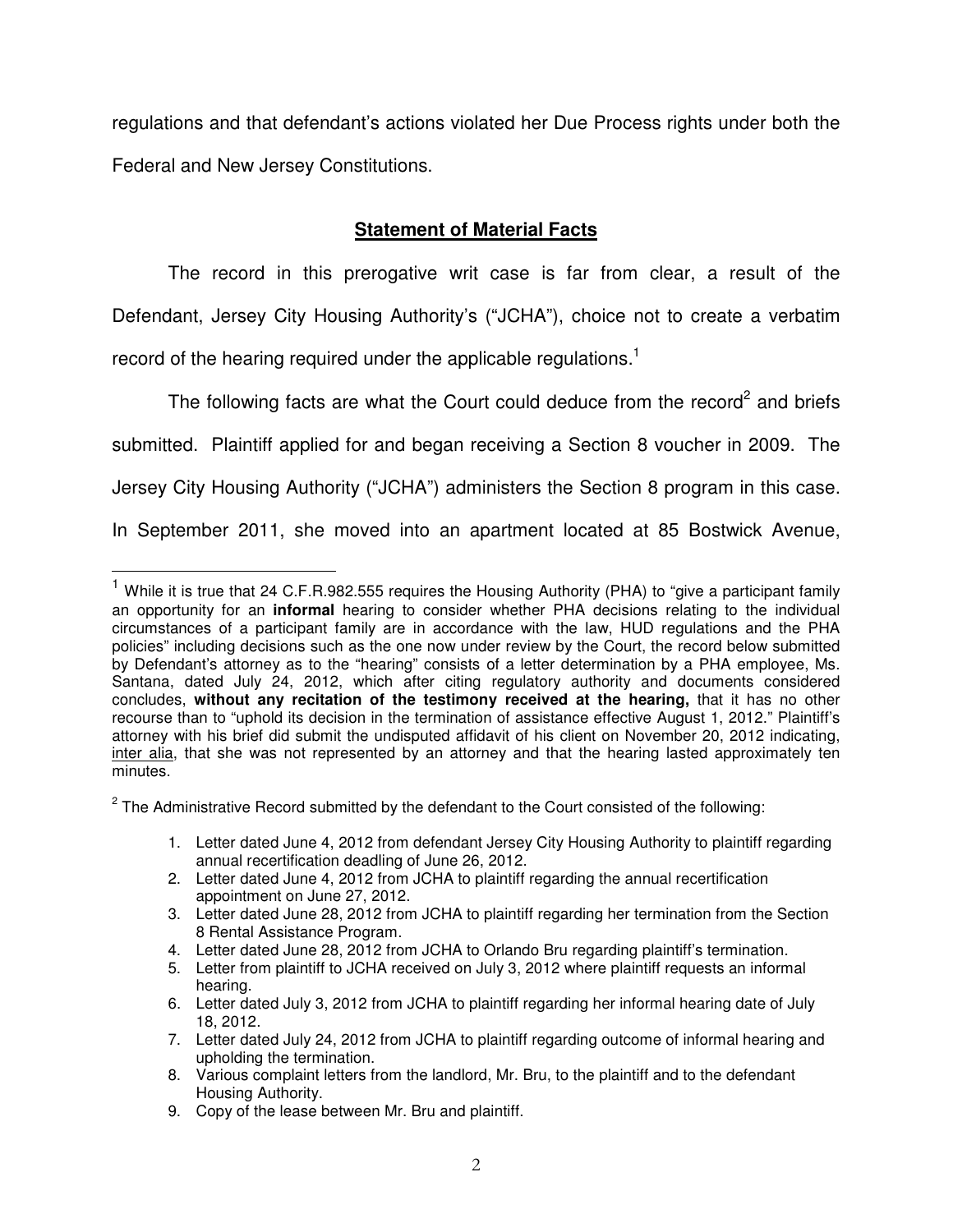regulations and that defendant's actions violated her Due Process rights under both the Federal and New Jersey Constitutions.

## **Statement of Material Facts**

The record in this prerogative writ case is far from clear, a result of the Defendant, Jersey City Housing Authority's ("JCHA"), choice not to create a verbatim record of the hearing required under the applicable regulations.[1]

The following facts are what the Court could deduce from the record[2] and briefs submitted. Plaintiff applied for and began receiving a Section 8 voucher in 2009. The Jersey City Housing Authority ("JCHA") administers the Section 8 program in this case. In September 2011, she moved into an apartment located at 85 Bostwick Avenue,

---

[1] While it is true that 24 C.F.R.982.555 requires the Housing Authority (PHA) to "give a participant family an opportunity for an **informal** hearing to consider whether PHA decisions relating to the individual circumstances of a participant family are in accordance with the law, HUD regulations and the PHA policies" including decisions such as the one now under review by the Court, the record below submitted by Defendant's attorney as to the "hearing" consists of a letter determination by a PHA employee, Ms. Santana, dated July 24, 2012, which after citing regulatory authority and documents considered concludes, **without any recitation of the testimony received at the hearing,** that it has no other recourse than to "uphold its decision in the termination of assistance effective August 1, 2012." Plaintiff's attorney with his brief did submit the undisputed affidavit of his client on November 20, 2012 indicating, inter alia, that she was not represented by an attorney and that the hearing lasted approximately ten minutes.

[2] The Administrative Record submitted by the defendant to the Court consisted of the following:

1. Letter dated June 4, 2012 from defendant Jersey City Housing Authority to plaintiff regarding annual recertification deadling of June 26, 2012.
2. Letter dated June 4, 2012 from JCHA to plaintiff regarding the annual recertification appointment on June 27, 2012.
3. Letter dated June 28, 2012 from JCHA to plaintiff regarding her termination from the Section 8 Rental Assistance Program.
4. Letter dated June 28, 2012 from JCHA to Orlando Bru regarding plaintiff's termination.
5. Letter from plaintiff to JCHA received on July 3, 2012 where plaintiff requests an informal hearing.
6. Letter dated July 3, 2012 from JCHA to plaintiff regarding her informal hearing date of July 18, 2012.
7. Letter dated July 24, 2012 from JCHA to plaintiff regarding outcome of informal hearing and upholding the termination.
8. Various complaint letters from the landlord, Mr. Bru, to the plaintiff and to the defendant Housing Authority.
9. Copy of the lease between Mr. Bru and plaintiff.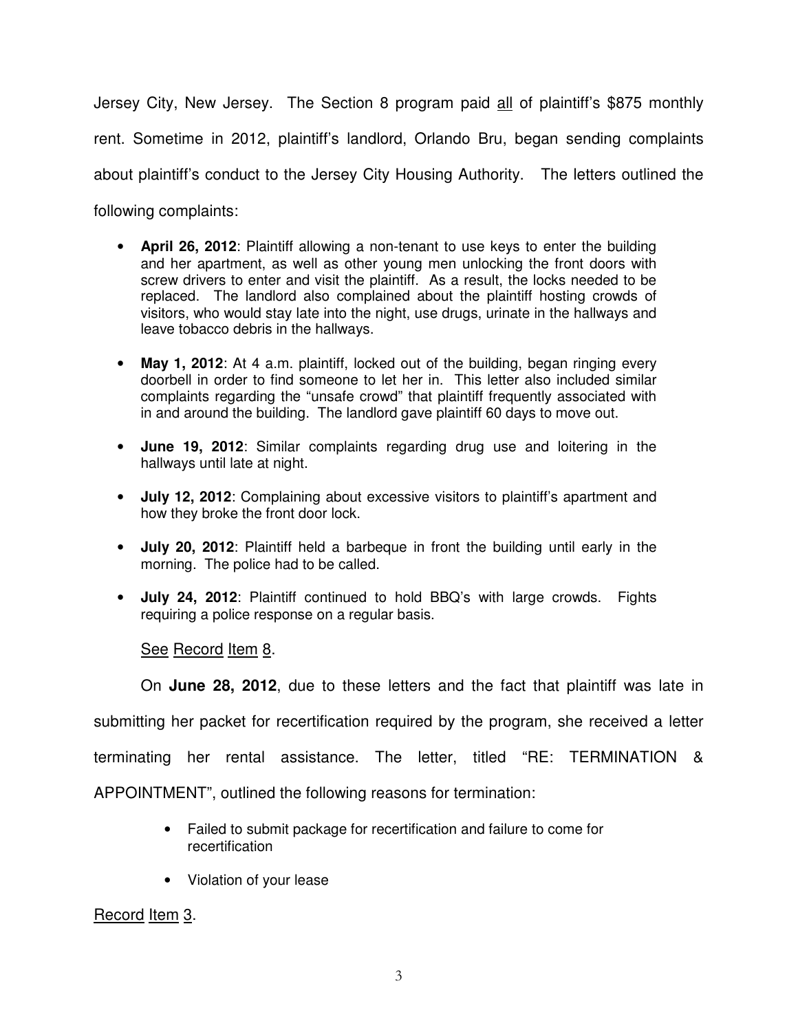Jersey City, New Jersey. The Section 8 program paid all of plaintiff's $875 monthly rent. Sometime in 2012, plaintiff's landlord, Orlando Bru, began sending complaints about plaintiff's conduct to the Jersey City Housing Authority. The letters outlined the following complaints:

- **April 26, 2012**: Plaintiff allowing a non-tenant to use keys to enter the building and her apartment, as well as other young men unlocking the front doors with screw drivers to enter and visit the plaintiff. As a result, the locks needed to be replaced. The landlord also complained about the plaintiff hosting crowds of visitors, who would stay late into the night, use drugs, urinate in the hallways and leave tobacco debris in the hallways.
- **May 1, 2012**: At 4 a.m. plaintiff, locked out of the building, began ringing every doorbell in order to find someone to let her in. This letter also included similar complaints regarding the "unsafe crowd" that plaintiff frequently associated with in and around the building. The landlord gave plaintiff 60 days to move out.
- **June 19, 2012**: Similar complaints regarding drug use and loitering in the hallways until late at night.
- **July 12, 2012**: Complaining about excessive visitors to plaintiff's apartment and how they broke the front door lock.
- **July 20, 2012**: Plaintiff held a barbeque in front the building until early in the morning. The police had to be called.
- **July 24, 2012**: Plaintiff continued to hold BBQ's with large crowds. Fights requiring a police response on a regular basis.

See Record Item 8.

On **June 28, 2012**, due to these letters and the fact that plaintiff was late in submitting her packet for recertification required by the program, she received a letter terminating her rental assistance. The letter, titled "RE: TERMINATION & APPOINTMENT", outlined the following reasons for termination:

- Failed to submit package for recertification and failure to come for recertification
- Violation of your lease

Record Item 3.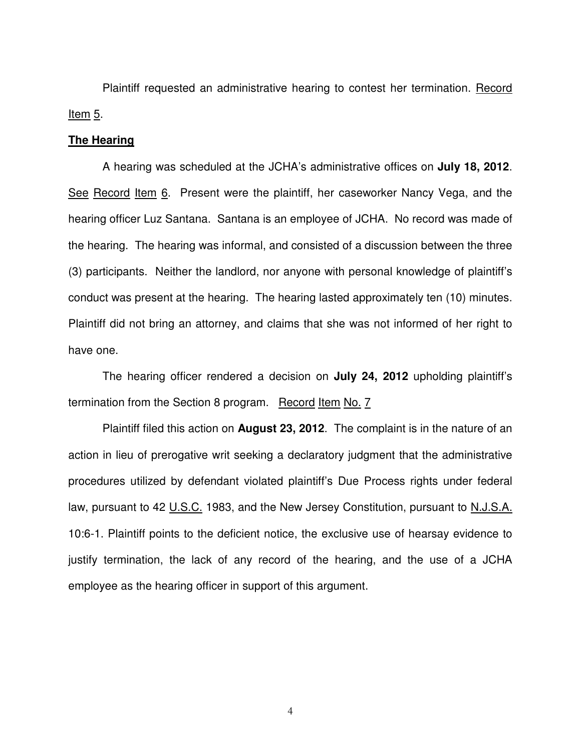Plaintiff requested an administrative hearing to contest her termination. Record Item 5.

**The Hearing**

A hearing was scheduled at the JCHA's administrative offices on **July 18, 2012**. See Record Item 6. Present were the plaintiff, her caseworker Nancy Vega, and the hearing officer Luz Santana. Santana is an employee of JCHA. No record was made of the hearing. The hearing was informal, and consisted of a discussion between the three (3) participants. Neither the landlord, nor anyone with personal knowledge of plaintiff's conduct was present at the hearing. The hearing lasted approximately ten (10) minutes. Plaintiff did not bring an attorney, and claims that she was not informed of her right to have one.

The hearing officer rendered a decision on **July 24, 2012** upholding plaintiff's termination from the Section 8 program. Record Item No. 7

Plaintiff filed this action on **August 23, 2012**. The complaint is in the nature of an action in lieu of prerogative writ seeking a declaratory judgment that the administrative procedures utilized by defendant violated plaintiff's Due Process rights under federal law, pursuant to 42 U.S.C. 1983, and the New Jersey Constitution, pursuant to N.J.S.A. 10:6-1. Plaintiff points to the deficient notice, the exclusive use of hearsay evidence to justify termination, the lack of any record of the hearing, and the use of a JCHA employee as the hearing officer in support of this argument.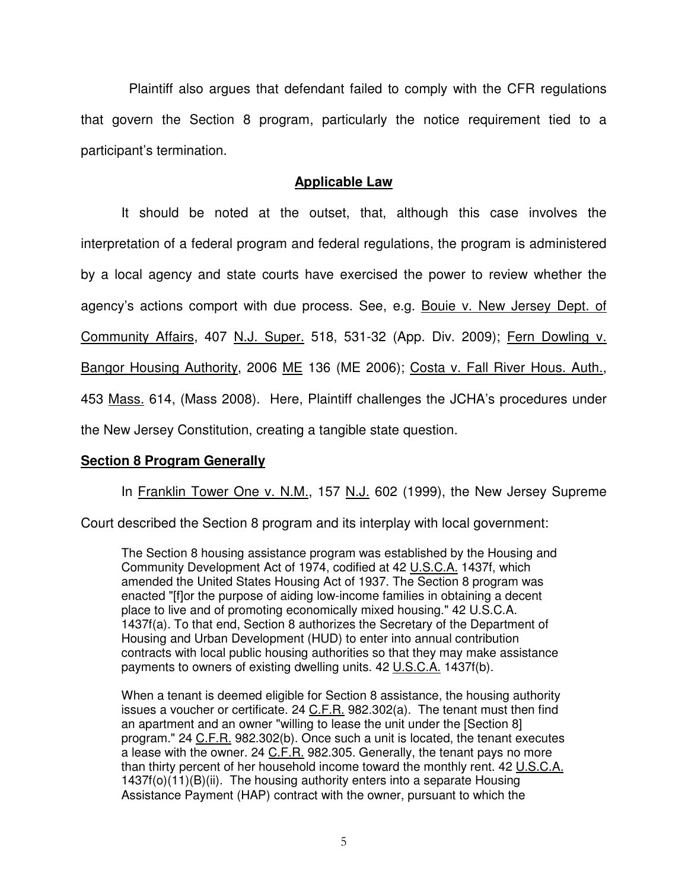Plaintiff also argues that defendant failed to comply with the CFR regulations that govern the Section 8 program, particularly the notice requirement tied to a participant's termination.

## Applicable Law

It should be noted at the outset, that, although this case involves the interpretation of a federal program and federal regulations, the program is administered by a local agency and state courts have exercised the power to review whether the agency's actions comport with due process. See, e.g. Bouie v. New Jersey Dept. of Community Affairs, 407 N.J. Super. 518, 531-32 (App. Div. 2009); Fern Dowling v. Bangor Housing Authority, 2006 ME 136 (ME 2006); Costa v. Fall River Hous. Auth., 453 Mass. 614, (Mass 2008). Here, Plaintiff challenges the JCHA's procedures under the New Jersey Constitution, creating a tangible state question.

### Section 8 Program Generally

In Franklin Tower One v. N.M., 157 N.J. 602 (1999), the New Jersey Supreme Court described the Section 8 program and its interplay with local government:

> The Section 8 housing assistance program was established by the Housing and Community Development Act of 1974, codified at 42 U.S.C.A. 1437f, which amended the United States Housing Act of 1937. The Section 8 program was enacted "[f]or the purpose of aiding low-income families in obtaining a decent place to live and of promoting economically mixed housing." 42 U.S.C.A. 1437f(a). To that end, Section 8 authorizes the Secretary of the Department of Housing and Urban Development (HUD) to enter into annual contribution contracts with local public housing authorities so that they may make assistance payments to owners of existing dwelling units. 42 U.S.C.A. 1437f(b).
>
> When a tenant is deemed eligible for Section 8 assistance, the housing authority issues a voucher or certificate. 24 C.F.R. 982.302(a). The tenant must then find an apartment and an owner "willing to lease the unit under the [Section 8] program." 24 C.F.R. 982.302(b). Once such a unit is located, the tenant executes a lease with the owner. 24 C.F.R. 982.305. Generally, the tenant pays no more than thirty percent of her household income toward the monthly rent. 42 U.S.C.A. 1437f(o)(11)(B)(ii). The housing authority enters into a separate Housing Assistance Payment (HAP) contract with the owner, pursuant to which the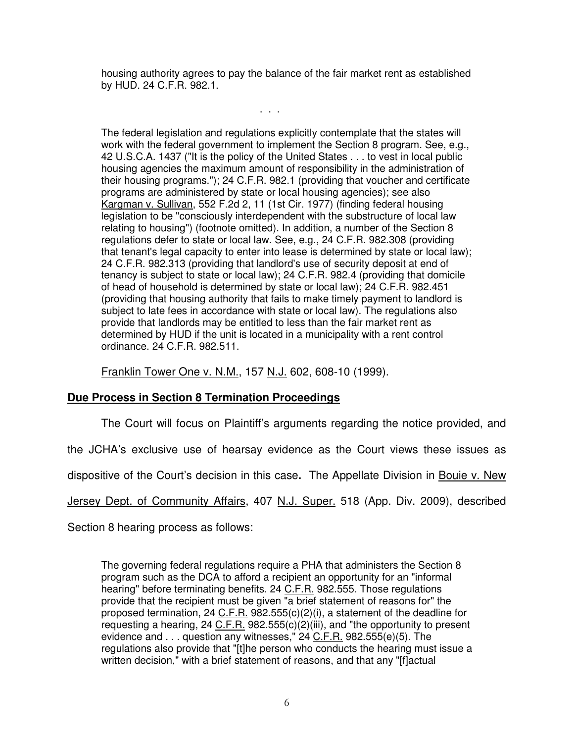> housing authority agrees to pay the balance of the fair market rent as established by HUD. 24 C.F.R. 982.1.
>
> . . .
>
> The federal legislation and regulations explicitly contemplate that the states will work with the federal government to implement the Section 8 program. See, e.g., 42 U.S.C.A. 1437 ("It is the policy of the United States . . . to vest in local public housing agencies the maximum amount of responsibility in the administration of their housing programs."); 24 C.F.R. 982.1 (providing that voucher and certificate programs are administered by state or local housing agencies); see also Kargman v. Sullivan, 552 F.2d 2, 11 (1st Cir. 1977) (finding federal housing legislation to be "consciously interdependent with the substructure of local law relating to housing") (footnote omitted). In addition, a number of the Section 8 regulations defer to state or local law. See, e.g., 24 C.F.R. 982.308 (providing that tenant's legal capacity to enter into lease is determined by state or local law); 24 C.F.R. 982.313 (providing that landlord's use of security deposit at end of tenancy is subject to state or local law); 24 C.F.R. 982.4 (providing that domicile of head of household is determined by state or local law); 24 C.F.R. 982.451 (providing that housing authority that fails to make timely payment to landlord is subject to late fees in accordance with state or local law). The regulations also provide that landlords may be entitled to less than the fair market rent as determined by HUD if the unit is located in a municipality with a rent control ordinance. 24 C.F.R. 982.511.

Franklin Tower One v. N.M., 157 N.J. 602, 608-10 (1999).

**Due Process in Section 8 Termination Proceedings**

The Court will focus on Plaintiff's arguments regarding the notice provided, and the JCHA's exclusive use of hearsay evidence as the Court views these issues as dispositive of the Court's decision in this case**.** The Appellate Division in Bouie v. New Jersey Dept. of Community Affairs, 407 N.J. Super. 518 (App. Div. 2009), described Section 8 hearing process as follows:

> The governing federal regulations require a PHA that administers the Section 8 program such as the DCA to afford a recipient an opportunity for an "informal hearing" before terminating benefits. 24 C.F.R. 982.555. Those regulations provide that the recipient must be given "a brief statement of reasons for" the proposed termination, 24 C.F.R. 982.555(c)(2)(i), a statement of the deadline for requesting a hearing, 24 C.F.R. 982.555(c)(2)(iii), and "the opportunity to present evidence and . . . question any witnesses," 24 C.F.R. 982.555(e)(5). The regulations also provide that "[t]he person who conducts the hearing must issue a written decision," with a brief statement of reasons, and that any "[f]actual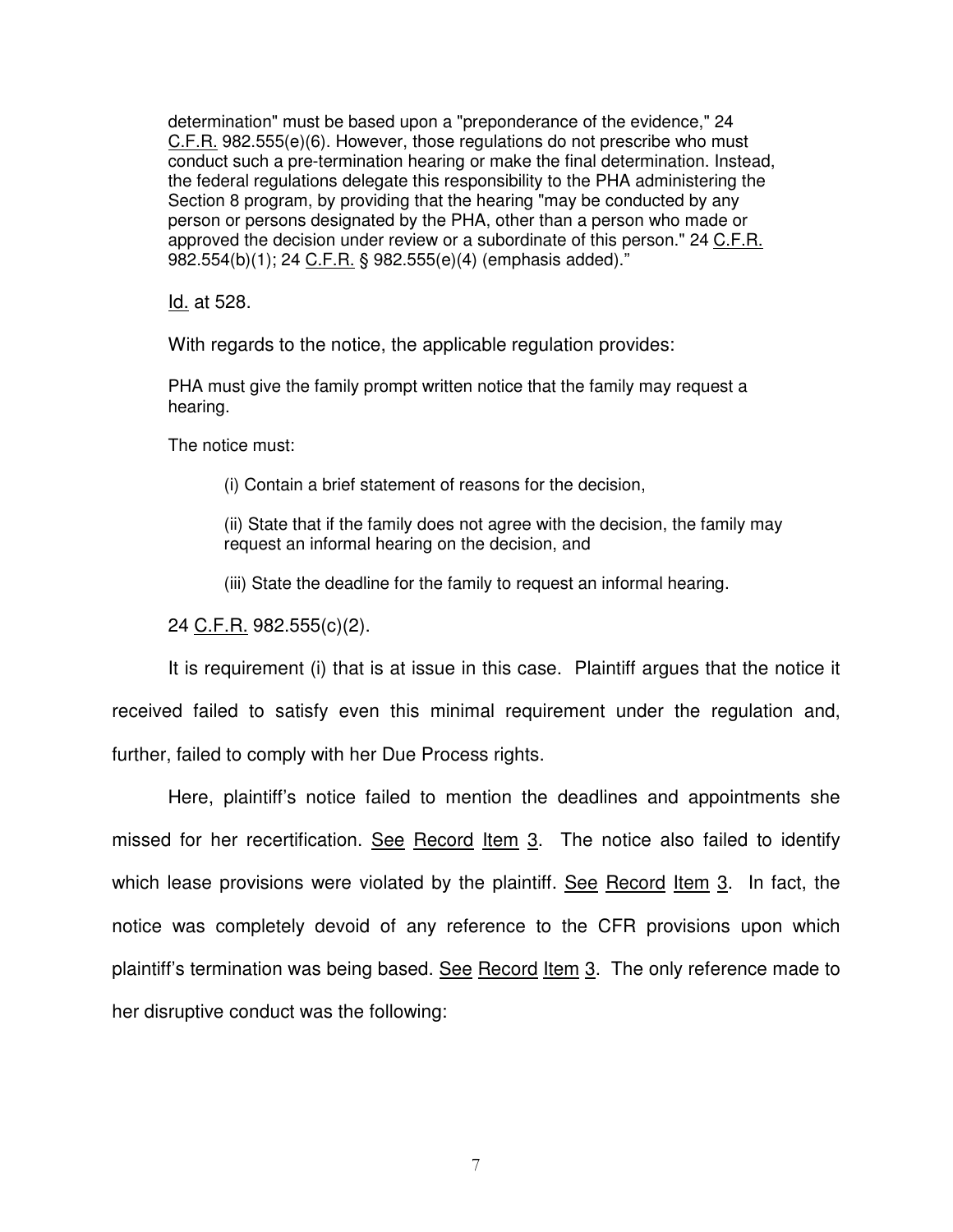> determination" must be based upon a "preponderance of the evidence," 24 C.F.R. 982.555(e)(6). However, those regulations do not prescribe who must conduct such a pre-termination hearing or make the final determination. Instead, the federal regulations delegate this responsibility to the PHA administering the Section 8 program, by providing that the hearing "may be conducted by any person or persons designated by the PHA, other than a person who made or approved the decision under review or a subordinate of this person." 24 C.F.R. 982.554(b)(1); 24 C.F.R. § 982.555(e)(4) (emphasis added)."

Id. at 528.

With regards to the notice, the applicable regulation provides:

> PHA must give the family prompt written notice that the family may request a hearing.
>
> The notice must:
>
> (i) Contain a brief statement of reasons for the decision,
>
> (ii) State that if the family does not agree with the decision, the family may request an informal hearing on the decision, and
>
> (iii) State the deadline for the family to request an informal hearing.
>
> 24 C.F.R. 982.555(c)(2).

It is requirement (i) that is at issue in this case. Plaintiff argues that the notice it received failed to satisfy even this minimal requirement under the regulation and, further, failed to comply with her Due Process rights.

Here, plaintiff's notice failed to mention the deadlines and appointments she missed for her recertification. See Record Item 3. The notice also failed to identify which lease provisions were violated by the plaintiff. See Record Item 3. In fact, the notice was completely devoid of any reference to the CFR provisions upon which plaintiff's termination was being based. See Record Item 3. The only reference made to her disruptive conduct was the following: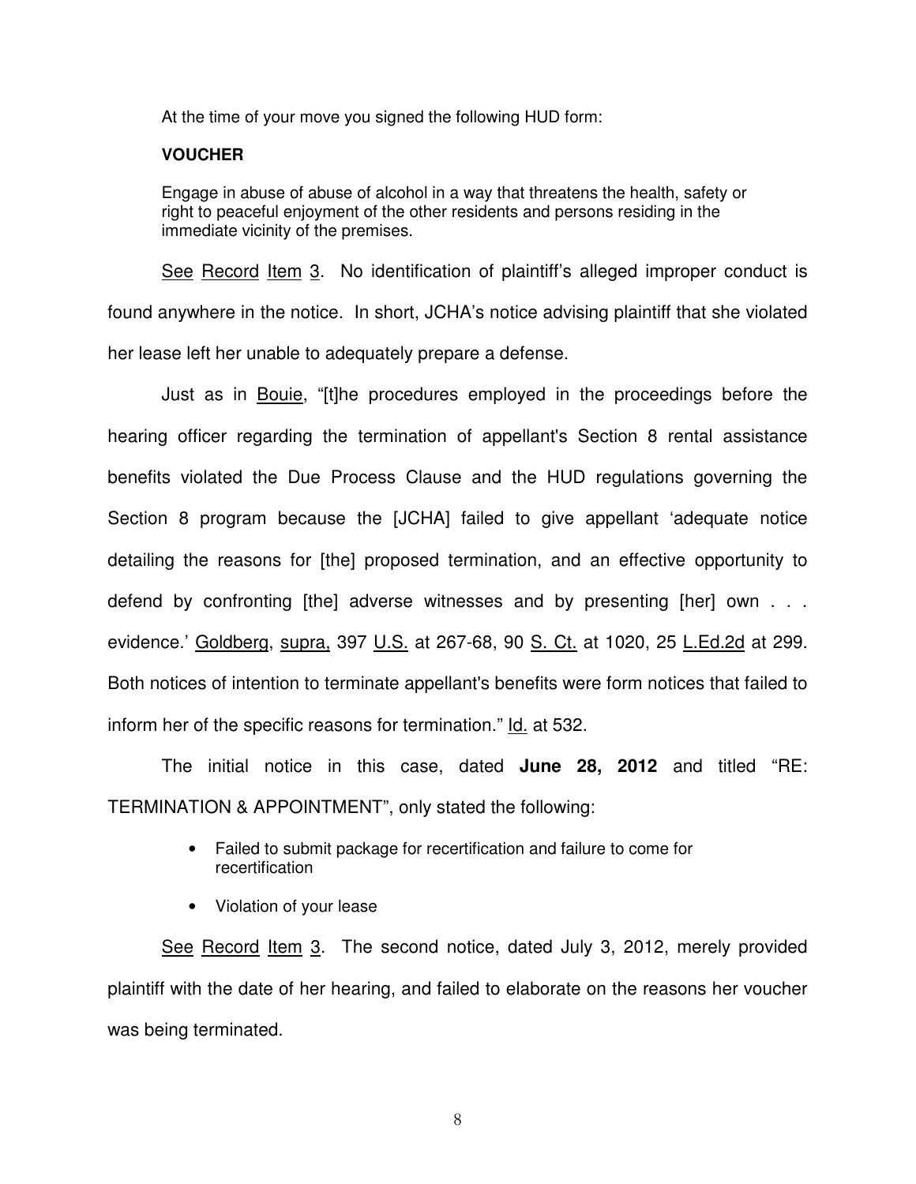At the time of your move you signed the following HUD form:

> **VOUCHER**
>
> Engage in abuse of abuse of alcohol in a way that threatens the health, safety or right to peaceful enjoyment of the other residents and persons residing in the immediate vicinity of the premises.

See Record Item 3. No identification of plaintiff's alleged improper conduct is found anywhere in the notice. In short, JCHA's notice advising plaintiff that she violated her lease left her unable to adequately prepare a defense.

Just as in Bouie, "[t]he procedures employed in the proceedings before the hearing officer regarding the termination of appellant's Section 8 rental assistance benefits violated the Due Process Clause and the HUD regulations governing the Section 8 program because the [JCHA] failed to give appellant 'adequate notice detailing the reasons for [the] proposed termination, and an effective opportunity to defend by confronting [the] adverse witnesses and by presenting [her] own . . . evidence.' Goldberg, supra, 397 U.S. at 267-68, 90 S. Ct. at 1020, 25 L.Ed.2d at 299. Both notices of intention to terminate appellant's benefits were form notices that failed to inform her of the specific reasons for termination." Id. at 532.

The initial notice in this case, dated **June 28, 2012** and titled "RE: TERMINATION & APPOINTMENT", only stated the following:

- Failed to submit package for recertification and failure to come for recertification
- Violation of your lease

See Record Item 3. The second notice, dated July 3, 2012, merely provided plaintiff with the date of her hearing, and failed to elaborate on the reasons her voucher was being terminated.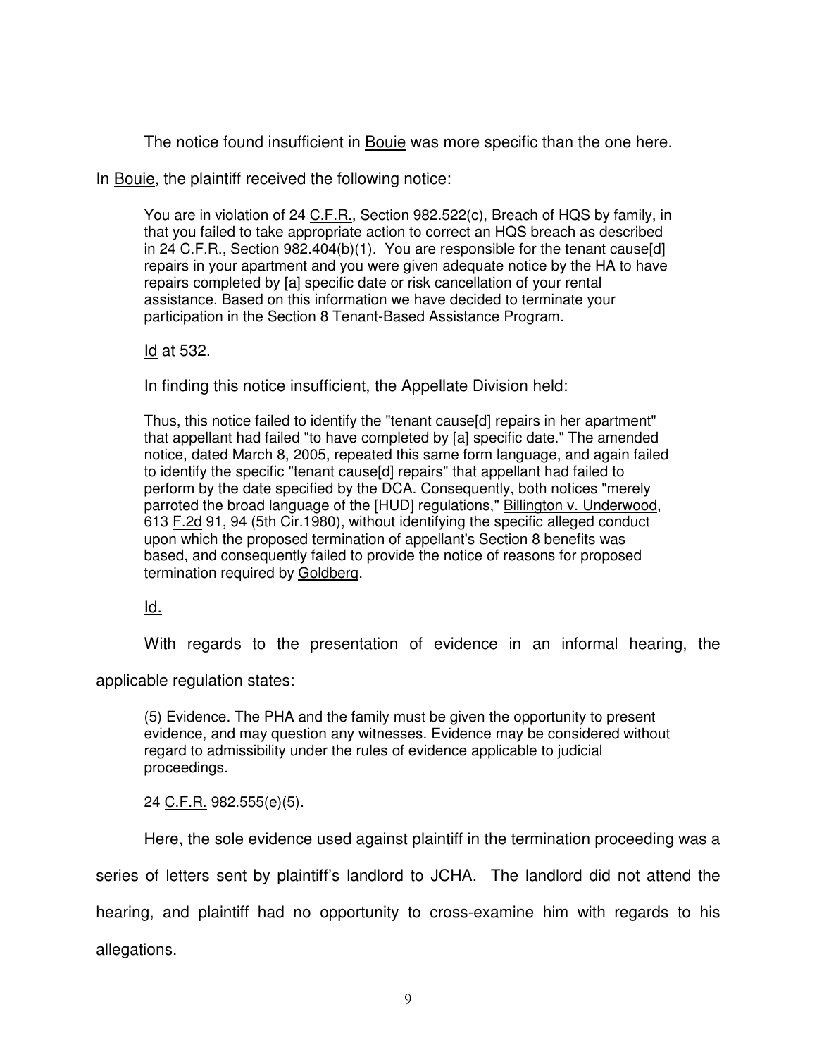The notice found insufficient in Bouie was more specific than the one here.

In Bouie, the plaintiff received the following notice:

> You are in violation of 24 C.F.R., Section 982.522(c), Breach of HQS by family, in that you failed to take appropriate action to correct an HQS breach as described in 24 C.F.R., Section 982.404(b)(1). You are responsible for the tenant cause[d] repairs in your apartment and you were given adequate notice by the HA to have repairs completed by [a] specific date or risk cancellation of your rental assistance. Based on this information we have decided to terminate your participation in the Section 8 Tenant-Based Assistance Program.
>
> Id at 532.

In finding this notice insufficient, the Appellate Division held:

> Thus, this notice failed to identify the "tenant cause[d] repairs in her apartment" that appellant had failed "to have completed by [a] specific date." The amended notice, dated March 8, 2005, repeated this same form language, and again failed to identify the specific "tenant cause[d] repairs" that appellant had failed to perform by the date specified by the DCA. Consequently, both notices "merely parroted the broad language of the [HUD] regulations," Billington v. Underwood, 613 F.2d 91, 94 (5th Cir.1980), without identifying the specific alleged conduct upon which the proposed termination of appellant's Section 8 benefits was based, and consequently failed to provide the notice of reasons for proposed termination required by Goldberg.
>
> Id.

With regards to the presentation of evidence in an informal hearing, the applicable regulation states:

> (5) Evidence. The PHA and the family must be given the opportunity to present evidence, and may question any witnesses. Evidence may be considered without regard to admissibility under the rules of evidence applicable to judicial proceedings.
>
> 24 C.F.R. 982.555(e)(5).

Here, the sole evidence used against plaintiff in the termination proceeding was a series of letters sent by plaintiff's landlord to JCHA. The landlord did not attend the hearing, and plaintiff had no opportunity to cross-examine him with regards to his allegations.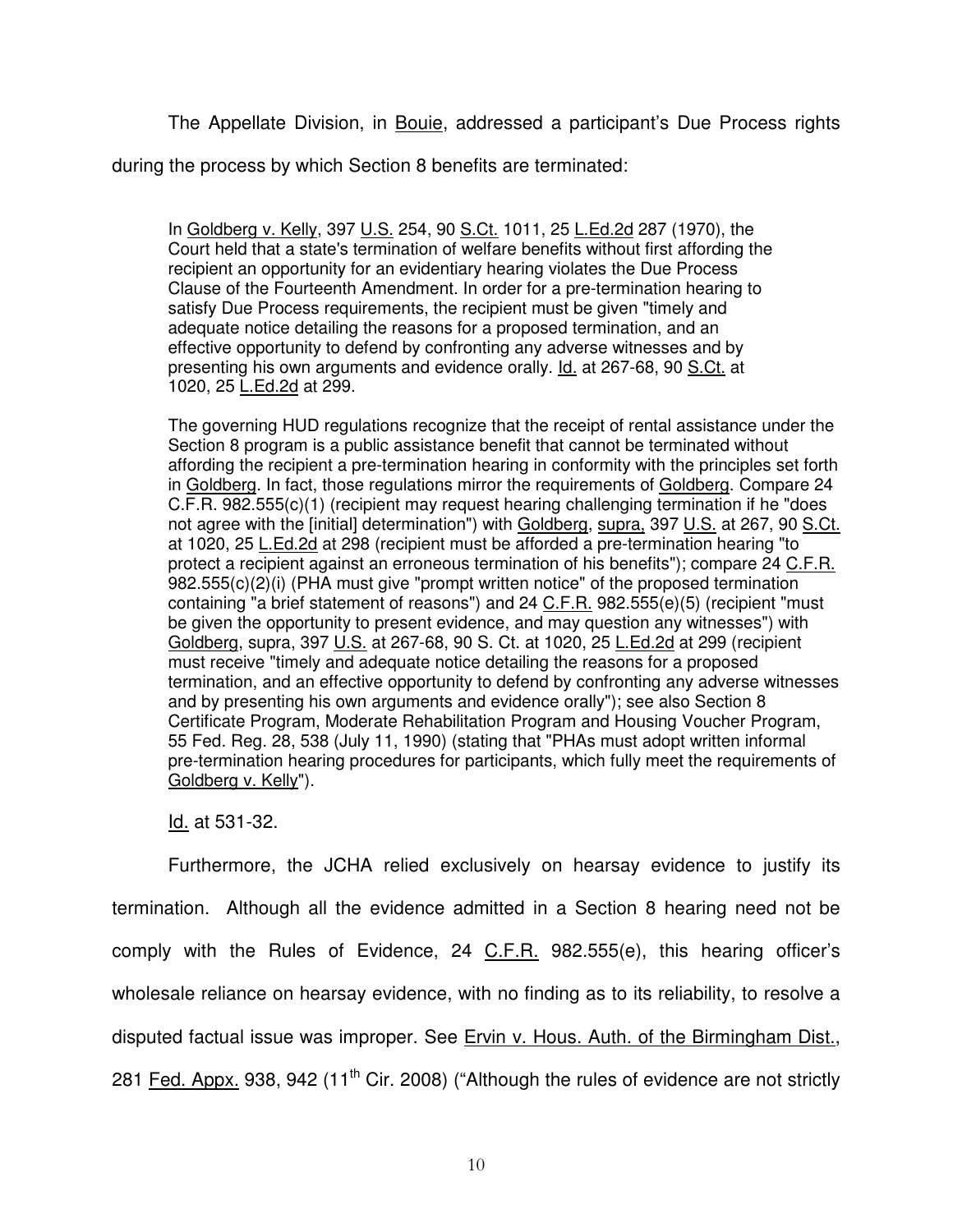The Appellate Division, in Bouie, addressed a participant's Due Process rights during the process by which Section 8 benefits are terminated:

> In Goldberg v. Kelly, 397 U.S. 254, 90 S.Ct. 1011, 25 L.Ed.2d 287 (1970), the Court held that a state's termination of welfare benefits without first affording the recipient an opportunity for an evidentiary hearing violates the Due Process Clause of the Fourteenth Amendment. In order for a pre-termination hearing to satisfy Due Process requirements, the recipient must be given "timely and adequate notice detailing the reasons for a proposed termination, and an effective opportunity to defend by confronting any adverse witnesses and by presenting his own arguments and evidence orally. Id. at 267-68, 90 S.Ct. at 1020, 25 L.Ed.2d at 299.
>
> The governing HUD regulations recognize that the receipt of rental assistance under the Section 8 program is a public assistance benefit that cannot be terminated without affording the recipient a pre-termination hearing in conformity with the principles set forth in Goldberg. In fact, those regulations mirror the requirements of Goldberg. Compare 24 C.F.R. 982.555(c)(1) (recipient may request hearing challenging termination if he "does not agree with the [initial] determination") with Goldberg, supra, 397 U.S. at 267, 90 S.Ct. at 1020, 25 L.Ed.2d at 298 (recipient must be afforded a pre-termination hearing "to protect a recipient against an erroneous termination of his benefits"); compare 24 C.F.R. 982.555(c)(2)(i) (PHA must give "prompt written notice" of the proposed termination containing "a brief statement of reasons") and 24 C.F.R. 982.555(e)(5) (recipient "must be given the opportunity to present evidence, and may question any witnesses") with Goldberg, supra, 397 U.S. at 267-68, 90 S. Ct. at 1020, 25 L.Ed.2d at 299 (recipient must receive "timely and adequate notice detailing the reasons for a proposed termination, and an effective opportunity to defend by confronting any adverse witnesses and by presenting his own arguments and evidence orally"); see also Section 8 Certificate Program, Moderate Rehabilitation Program and Housing Voucher Program, 55 Fed. Reg. 28, 538 (July 11, 1990) (stating that "PHAs must adopt written informal pre-termination hearing procedures for participants, which fully meet the requirements of Goldberg v. Kelly").
>
> Id. at 531-32.

Furthermore, the JCHA relied exclusively on hearsay evidence to justify its termination. Although all the evidence admitted in a Section 8 hearing need not be comply with the Rules of Evidence, 24 C.F.R. 982.555(e), this hearing officer's wholesale reliance on hearsay evidence, with no finding as to its reliability, to resolve a disputed factual issue was improper. See Ervin v. Hous. Auth. of the Birmingham Dist., 281 Fed. Appx. 938, 942 (11th Cir. 2008) ("Although the rules of evidence are not strictly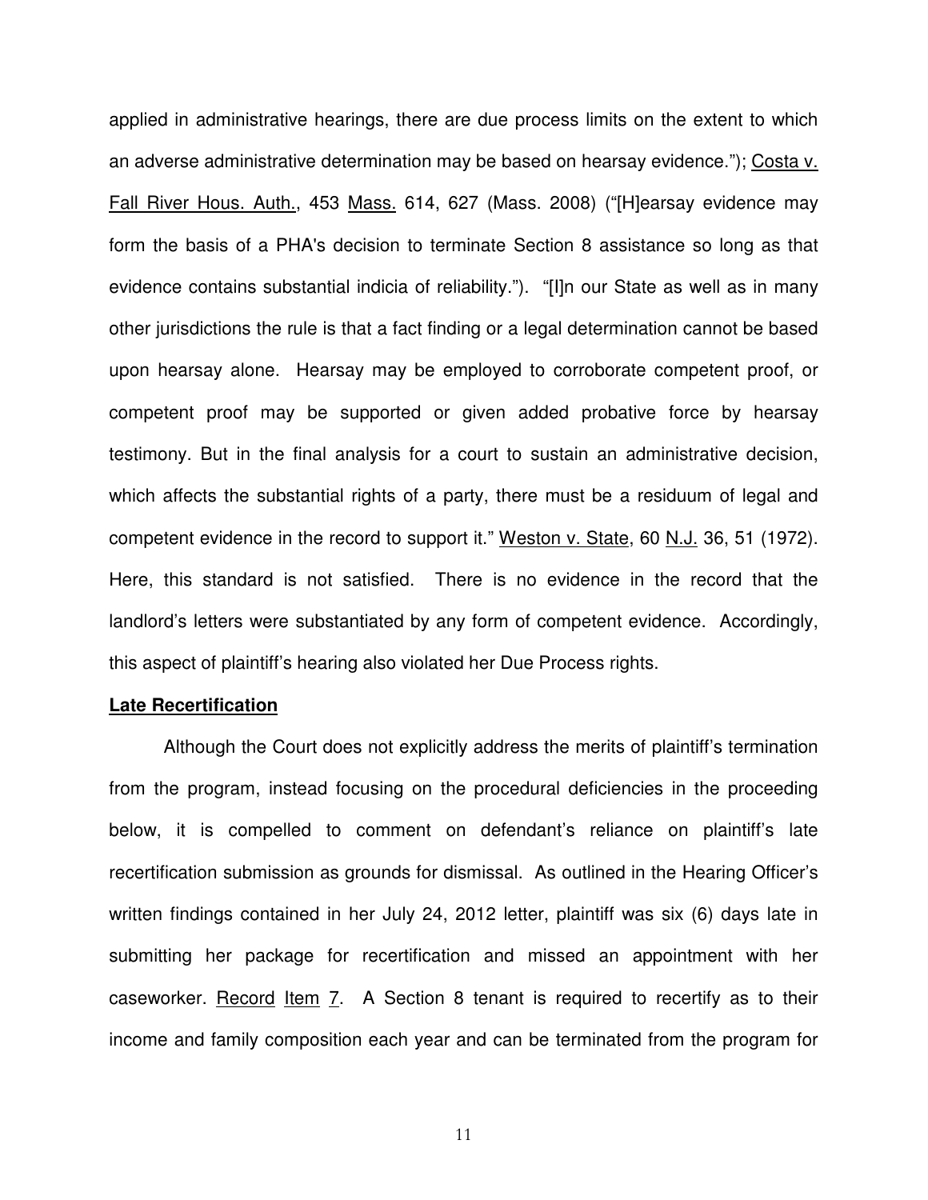applied in administrative hearings, there are due process limits on the extent to which an adverse administrative determination may be based on hearsay evidence."); Costa v. Fall River Hous. Auth., 453 Mass. 614, 627 (Mass. 2008) ("[H]earsay evidence may form the basis of a PHA's decision to terminate Section 8 assistance so long as that evidence contains substantial indicia of reliability."). "[I]n our State as well as in many other jurisdictions the rule is that a fact finding or a legal determination cannot be based upon hearsay alone. Hearsay may be employed to corroborate competent proof, or competent proof may be supported or given added probative force by hearsay testimony. But in the final analysis for a court to sustain an administrative decision, which affects the substantial rights of a party, there must be a residuum of legal and competent evidence in the record to support it." Weston v. State, 60 N.J. 36, 51 (1972). Here, this standard is not satisfied. There is no evidence in the record that the landlord's letters were substantiated by any form of competent evidence. Accordingly, this aspect of plaintiff's hearing also violated her Due Process rights.

**Late Recertification**

Although the Court does not explicitly address the merits of plaintiff's termination from the program, instead focusing on the procedural deficiencies in the proceeding below, it is compelled to comment on defendant's reliance on plaintiff's late recertification submission as grounds for dismissal. As outlined in the Hearing Officer's written findings contained in her July 24, 2012 letter, plaintiff was six (6) days late in submitting her package for recertification and missed an appointment with her caseworker. Record Item 7. A Section 8 tenant is required to recertify as to their income and family composition each year and can be terminated from the program for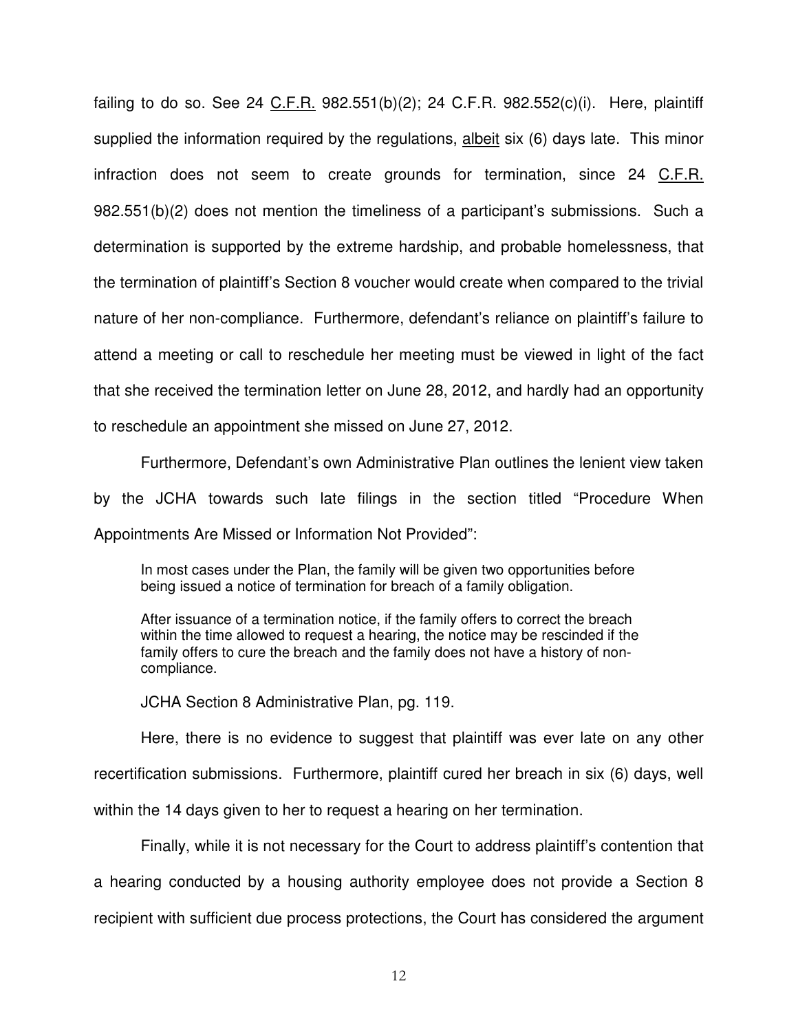failing to do so. See 24 C.F.R. 982.551(b)(2); 24 C.F.R. 982.552(c)(i). Here, plaintiff supplied the information required by the regulations, albeit six (6) days late. This minor infraction does not seem to create grounds for termination, since 24 C.F.R. 982.551(b)(2) does not mention the timeliness of a participant's submissions. Such a determination is supported by the extreme hardship, and probable homelessness, that the termination of plaintiff's Section 8 voucher would create when compared to the trivial nature of her non-compliance. Furthermore, defendant's reliance on plaintiff's failure to attend a meeting or call to reschedule her meeting must be viewed in light of the fact that she received the termination letter on June 28, 2012, and hardly had an opportunity to reschedule an appointment she missed on June 27, 2012.

Furthermore, Defendant's own Administrative Plan outlines the lenient view taken by the JCHA towards such late filings in the section titled "Procedure When Appointments Are Missed or Information Not Provided":

> In most cases under the Plan, the family will be given two opportunities before being issued a notice of termination for breach of a family obligation.
>
> After issuance of a termination notice, if the family offers to correct the breach within the time allowed to request a hearing, the notice may be rescinded if the family offers to cure the breach and the family does not have a history of non-compliance.
>
> JCHA Section 8 Administrative Plan, pg. 119.

Here, there is no evidence to suggest that plaintiff was ever late on any other recertification submissions. Furthermore, plaintiff cured her breach in six (6) days, well within the 14 days given to her to request a hearing on her termination.

Finally, while it is not necessary for the Court to address plaintiff's contention that a hearing conducted by a housing authority employee does not provide a Section 8 recipient with sufficient due process protections, the Court has considered the argument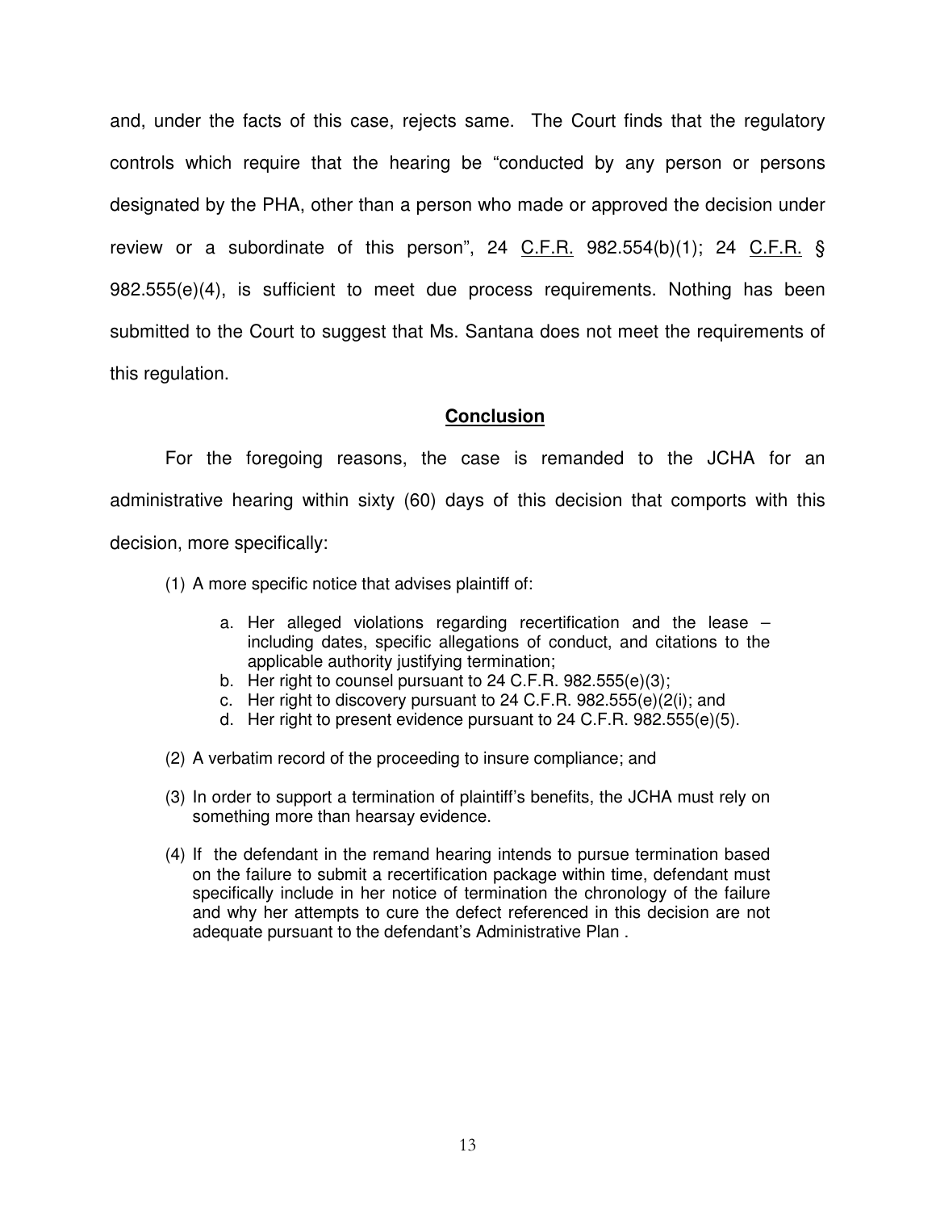and, under the facts of this case, rejects same. The Court finds that the regulatory controls which require that the hearing be "conducted by any person or persons designated by the PHA, other than a person who made or approved the decision under review or a subordinate of this person", 24 C.F.R. 982.554(b)(1); 24 C.F.R. § 982.555(e)(4), is sufficient to meet due process requirements. Nothing has been submitted to the Court to suggest that Ms. Santana does not meet the requirements of this regulation.

## Conclusion

For the foregoing reasons, the case is remanded to the JCHA for an administrative hearing within sixty (60) days of this decision that comports with this decision, more specifically:

(1) A more specific notice that advises plaintiff of:

   a. Her alleged violations regarding recertification and the lease – including dates, specific allegations of conduct, and citations to the applicable authority justifying termination;
   b. Her right to counsel pursuant to 24 C.F.R. 982.555(e)(3);
   c. Her right to discovery pursuant to 24 C.F.R. 982.555(e)(2(i); and
   d. Her right to present evidence pursuant to 24 C.F.R. 982.555(e)(5).

(2) A verbatim record of the proceeding to insure compliance; and

(3) In order to support a termination of plaintiff's benefits, the JCHA must rely on something more than hearsay evidence.

(4) If the defendant in the remand hearing intends to pursue termination based on the failure to submit a recertification package within time, defendant must specifically include in her notice of termination the chronology of the failure and why her attempts to cure the defect referenced in this decision are not adequate pursuant to the defendant's Administrative Plan .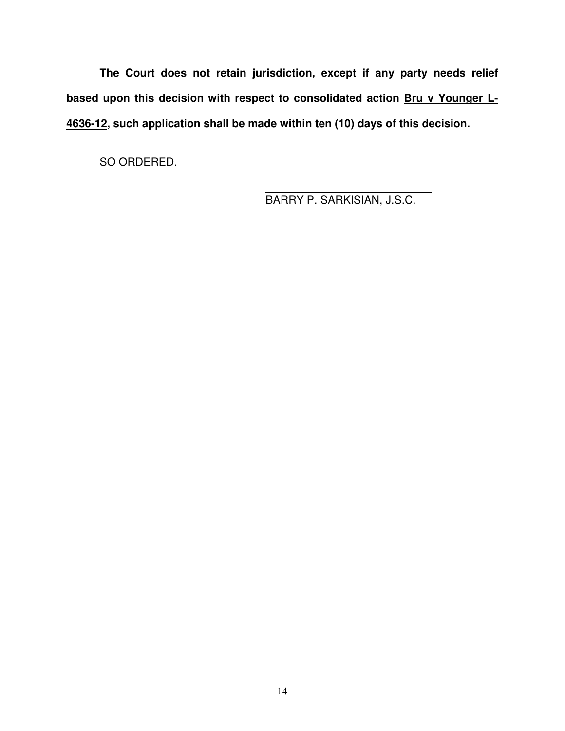**The Court does not retain jurisdiction, except if any party needs relief based upon this decision with respect to consolidated action <u>Bru v Younger L-4636-12</u>, such application shall be made within ten (10) days of this decision.**

SO ORDERED.

BARRY P. SARKISIAN, J.S.C.